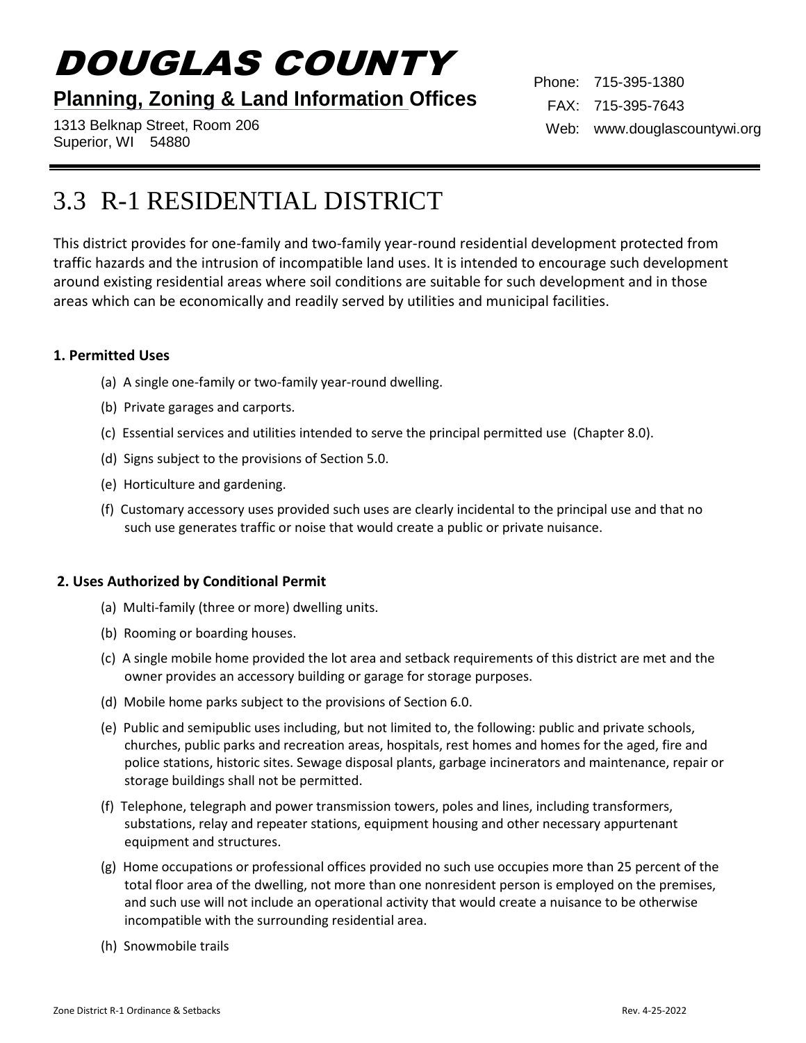# DOUGLAS COUNTY

**Planning, Zoning & Land Information Offices**

1313 Belknap Street, Room 206
Superior, WI 54880

Phone: 715-395-1380
FAX: 715-395-7643
Web: www.douglascountywi.org

## 3.3 R-1 RESIDENTIAL DISTRICT

This district provides for one-family and two-family year-round residential development protected from traffic hazards and the intrusion of incompatible land uses. It is intended to encourage such development around existing residential areas where soil conditions are suitable for such development and in those areas which can be economically and readily served by utilities and municipal facilities.

### 1. Permitted Uses

(a) A single one-family or two-family year-round dwelling.

(b) Private garages and carports.

(c) Essential services and utilities intended to serve the principal permitted use (Chapter 8.0).

(d) Signs subject to the provisions of Section 5.0.

(e) Horticulture and gardening.

(f) Customary accessory uses provided such uses are clearly incidental to the principal use and that no such use generates traffic or noise that would create a public or private nuisance.

### 2. Uses Authorized by Conditional Permit

(a) Multi-family (three or more) dwelling units.

(b) Rooming or boarding houses.

(c) A single mobile home provided the lot area and setback requirements of this district are met and the owner provides an accessory building or garage for storage purposes.

(d) Mobile home parks subject to the provisions of Section 6.0.

(e) Public and semipublic uses including, but not limited to, the following: public and private schools, churches, public parks and recreation areas, hospitals, rest homes and homes for the aged, fire and police stations, historic sites. Sewage disposal plants, garbage incinerators and maintenance, repair or storage buildings shall not be permitted.

(f) Telephone, telegraph and power transmission towers, poles and lines, including transformers, substations, relay and repeater stations, equipment housing and other necessary appurtenant equipment and structures.

(g) Home occupations or professional offices provided no such use occupies more than 25 percent of the total floor area of the dwelling, not more than one nonresident person is employed on the premises, and such use will not include an operational activity that would create a nuisance to be otherwise incompatible with the surrounding residential area.

(h) Snowmobile trails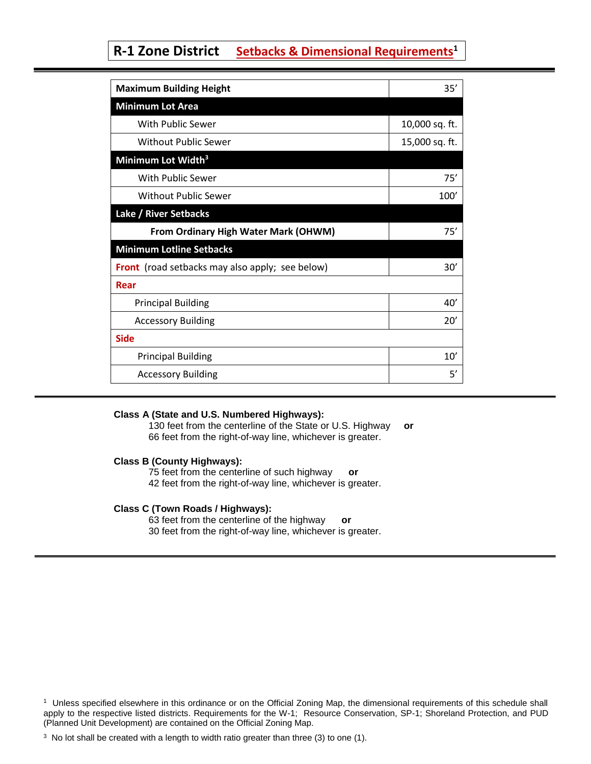## R-1 Zone District Setbacks & Dimensional Requirements[1]

| | |
|---|---|
| **Maximum Building Height** | 35′ |
| **Minimum Lot Area** | |
| With Public Sewer | 10,000 sq. ft. |
| Without Public Sewer | 15,000 sq. ft. |
| **Minimum Lot Width[3]** | |
| With Public Sewer | 75′ |
| Without Public Sewer | 100′ |
| **Lake / River Setbacks** | |
| **From Ordinary High Water Mark (OHWM)** | 75′ |
| **Minimum Lotline Setbacks** | |
| **Front** (road setbacks may also apply; see below) | 30′ |
| **Rear** | |
| Principal Building | 40′ |
| Accessory Building | 20′ |
| **Side** | |
| Principal Building | 10′ |
| Accessory Building | 5′ |

**Class A (State and U.S. Numbered Highways):**
130 feet from the centerline of the State or U.S. Highway **or**
66 feet from the right-of-way line, whichever is greater.

**Class B (County Highways):**
75 feet from the centerline of such highway **or**
42 feet from the right-of-way line, whichever is greater.

**Class C (Town Roads / Highways):**
63 feet from the centerline of the highway **or**
30 feet from the right-of-way line, whichever is greater.

[1] Unless specified elsewhere in this ordinance or on the Official Zoning Map, the dimensional requirements of this schedule shall apply to the respective listed districts. Requirements for the W-1; Resource Conservation, SP-1; Shoreland Protection, and PUD (Planned Unit Development) are contained on the Official Zoning Map.

[3] No lot shall be created with a length to width ratio greater than three (3) to one (1).